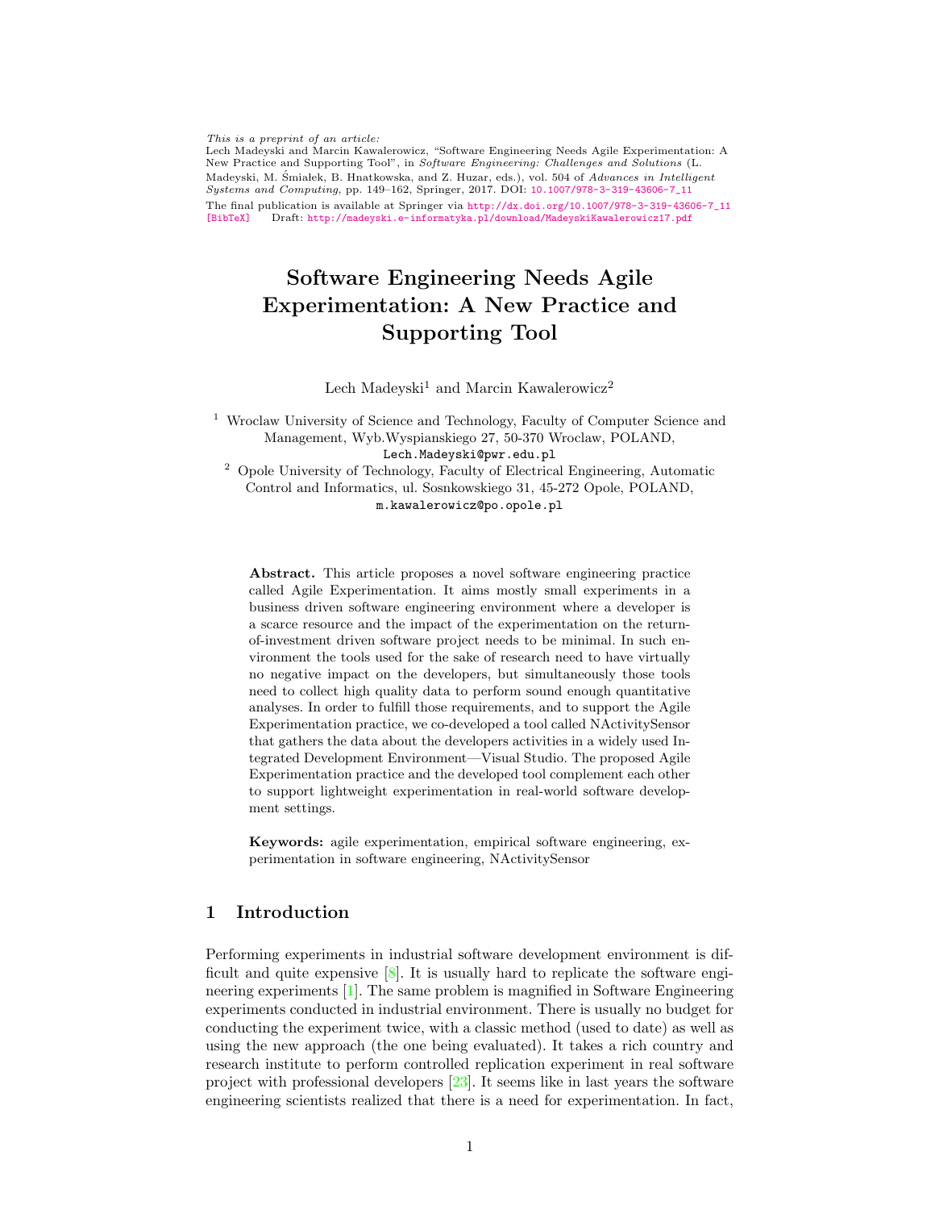*This is a preprint of an article:*
Lech Madeyski and Marcin Kawalerowicz, "Software Engineering Needs Agile Experimentation: A New Practice and Supporting Tool", in *Software Engineering: Challenges and Solutions* (L. Madeyski, M. Śmiałek, B. Hnatkowska, and Z. Huzar, eds.), vol. 504 of *Advances in Intelligent Systems and Computing*, pp. 149–162, Springer, 2017. DOI: 10.1007/978-3-319-43606-7_11
The final publication is available at Springer via http://dx.doi.org/10.1007/978-3-319-43606-7_11
[BibTeX] Draft: http://madeyski.e-informatyka.pl/download/MadeyskiKawalerowicz17.pdf

# Software Engineering Needs Agile Experimentation: A New Practice and Supporting Tool

Lech Madeyski[1] and Marcin Kawalerowicz[2]

[1] Wroclaw University of Science and Technology, Faculty of Computer Science and Management, Wyb.Wyspianskiego 27, 50-370 Wroclaw, POLAND, Lech.Madeyski@pwr.edu.pl

[2] Opole University of Technology, Faculty of Electrical Engineering, Automatic Control and Informatics, ul. Sosnkowskiego 31, 45-272 Opole, POLAND, m.kawalerowicz@po.opole.pl

**Abstract.** This article proposes a novel software engineering practice called Agile Experimentation. It aims mostly small experiments in a business driven software engineering environment where a developer is a scarce resource and the impact of the experimentation on the return-of-investment driven software project needs to be minimal. In such environment the tools used for the sake of research need to have virtually no negative impact on the developers, but simultaneously those tools need to collect high quality data to perform sound enough quantitative analyses. In order to fulfill those requirements, and to support the Agile Experimentation practice, we co-developed a tool called NActivitySensor that gathers the data about the developers activities in a widely used Integrated Development Environment—Visual Studio. The proposed Agile Experimentation practice and the developed tool complement each other to support lightweight experimentation in real-world software development settings.

**Keywords:** agile experimentation, empirical software engineering, experimentation in software engineering, NActivitySensor

## 1 Introduction

Performing experiments in industrial software development environment is difficult and quite expensive [8]. It is usually hard to replicate the software engineering experiments [1]. The same problem is magnified in Software Engineering experiments conducted in industrial environment. There is usually no budget for conducting the experiment twice, with a classic method (used to date) as well as using the new approach (the one being evaluated). It takes a rich country and research institute to perform controlled replication experiment in real software project with professional developers [23]. It seems like in last years the software engineering scientists realized that there is a need for experimentation. In fact,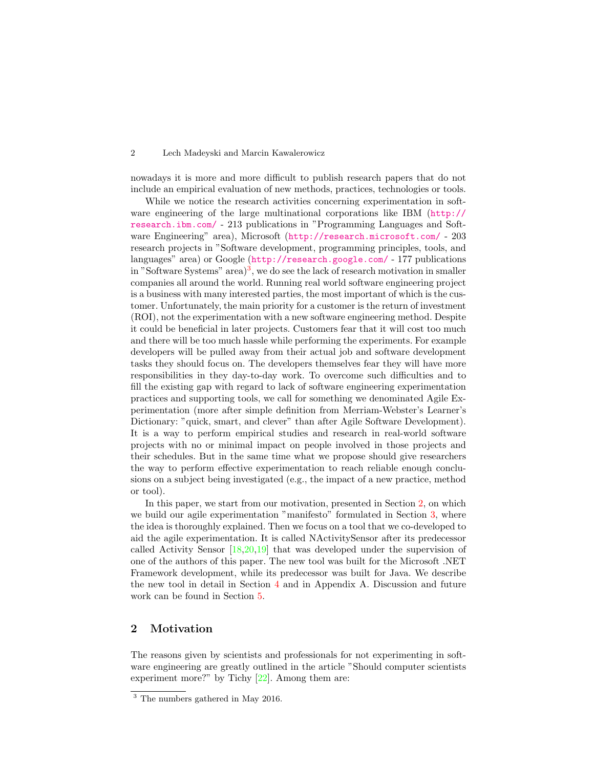nowadays it is more and more difficult to publish research papers that do not include an empirical evaluation of new methods, practices, technologies or tools.

While we notice the research activities concerning experimentation in software engineering of the large multinational corporations like IBM (http://research.ibm.com/ - 213 publications in "Programming Languages and Software Engineering" area), Microsoft (http://research.microsoft.com/ - 203 research projects in "Software development, programming principles, tools, and languages" area) or Google (http://research.google.com/ - 177 publications in "Software Systems" area)[3], we do see the lack of research motivation in smaller companies all around the world. Running real world software engineering project is a business with many interested parties, the most important of which is the customer. Unfortunately, the main priority for a customer is the return of investment (ROI), not the experimentation with a new software engineering method. Despite it could be beneficial in later projects. Customers fear that it will cost too much and there will be too much hassle while performing the experiments. For example developers will be pulled away from their actual job and software development tasks they should focus on. The developers themselves fear they will have more responsibilities in they day-to-day work. To overcome such difficulties and to fill the existing gap with regard to lack of software engineering experimentation practices and supporting tools, we call for something we denominated Agile Experimentation (more after simple definition from Merriam-Webster's Learner's Dictionary: "quick, smart, and clever" than after Agile Software Development). It is a way to perform empirical studies and research in real-world software projects with no or minimal impact on people involved in those projects and their schedules. But in the same time what we propose should give researchers the way to perform effective experimentation to reach reliable enough conclusions on a subject being investigated (e.g., the impact of a new practice, method or tool).

In this paper, we start from our motivation, presented in Section 2, on which we build our agile experimentation "manifesto" formulated in Section 3, where the idea is thoroughly explained. Then we focus on a tool that we co-developed to aid the agile experimentation. It is called NActivitySensor after its predecessor called Activity Sensor [18,20,19] that was developed under the supervision of one of the authors of this paper. The new tool was built for the Microsoft .NET Framework development, while its predecessor was built for Java. We describe the new tool in detail in Section 4 and in Appendix A. Discussion and future work can be found in Section 5.

## 2 Motivation

The reasons given by scientists and professionals for not experimenting in software engineering are greatly outlined in the article "Should computer scientists experiment more?" by Tichy [22]. Among them are:

[3] The numbers gathered in May 2016.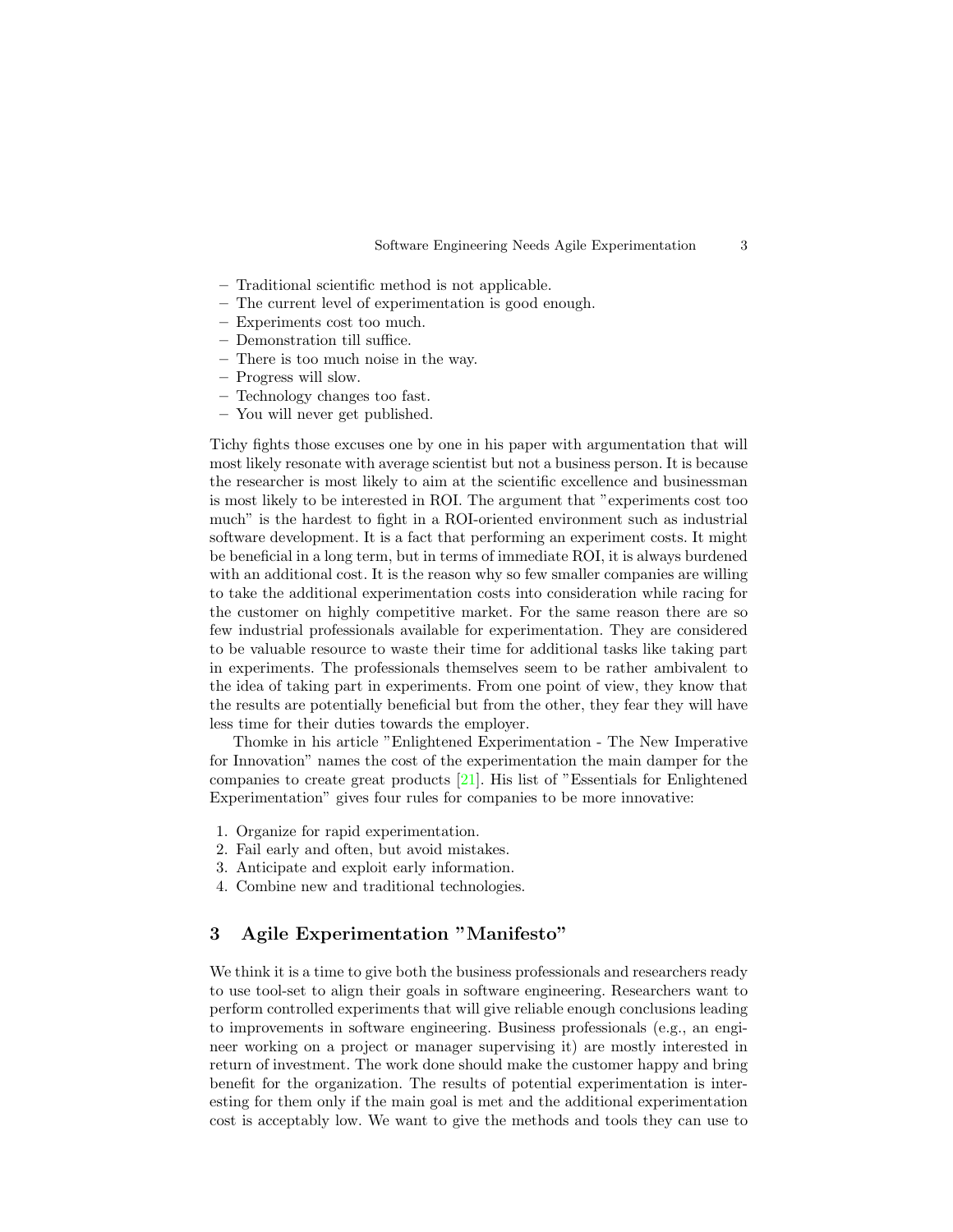- Traditional scientific method is not applicable.
- The current level of experimentation is good enough.
- Experiments cost too much.
- Demonstration till suffice.
- There is too much noise in the way.
- Progress will slow.
- Technology changes too fast.
- You will never get published.

Tichy fights those excuses one by one in his paper with argumentation that will most likely resonate with average scientist but not a business person. It is because the researcher is most likely to aim at the scientific excellence and businessman is most likely to be interested in ROI. The argument that "experiments cost too much" is the hardest to fight in a ROI-oriented environment such as industrial software development. It is a fact that performing an experiment costs. It might be beneficial in a long term, but in terms of immediate ROI, it is always burdened with an additional cost. It is the reason why so few smaller companies are willing to take the additional experimentation costs into consideration while racing for the customer on highly competitive market. For the same reason there are so few industrial professionals available for experimentation. They are considered to be valuable resource to waste their time for additional tasks like taking part in experiments. The professionals themselves seem to be rather ambivalent to the idea of taking part in experiments. From one point of view, they know that the results are potentially beneficial but from the other, they fear they will have less time for their duties towards the employer.

Thomke in his article "Enlightened Experimentation - The New Imperative for Innovation" names the cost of the experimentation the main damper for the companies to create great products [21]. His list of "Essentials for Enlightened Experimentation" gives four rules for companies to be more innovative:

1. Organize for rapid experimentation.
2. Fail early and often, but avoid mistakes.
3. Anticipate and exploit early information.
4. Combine new and traditional technologies.

## 3 Agile Experimentation "Manifesto"

We think it is a time to give both the business professionals and researchers ready to use tool-set to align their goals in software engineering. Researchers want to perform controlled experiments that will give reliable enough conclusions leading to improvements in software engineering. Business professionals (e.g., an engineer working on a project or manager supervising it) are mostly interested in return of investment. The work done should make the customer happy and bring benefit for the organization. The results of potential experimentation is interesting for them only if the main goal is met and the additional experimentation cost is acceptably low. We want to give the methods and tools they can use to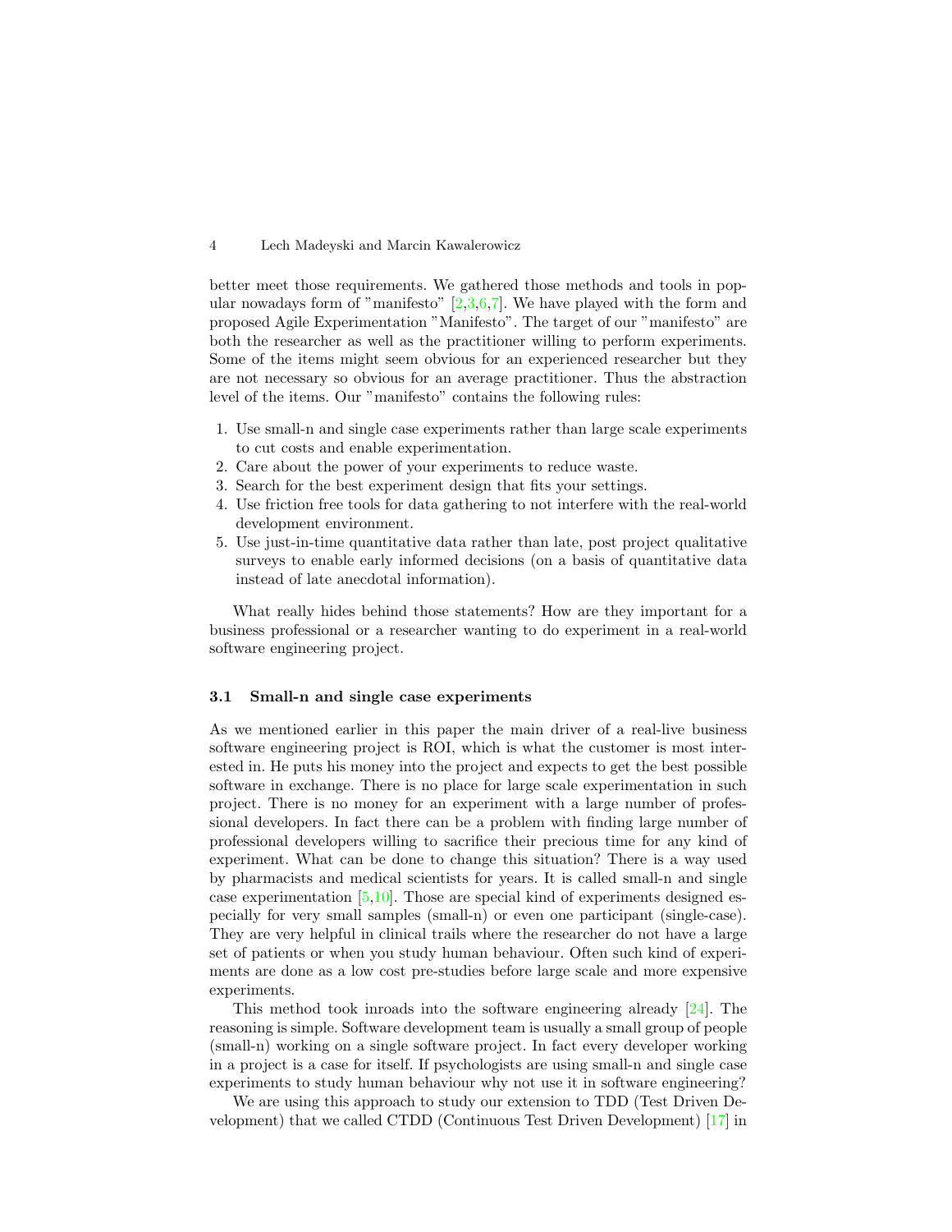better meet those requirements. We gathered those methods and tools in popular nowadays form of "manifesto" [2,3,6,7]. We have played with the form and proposed Agile Experimentation "Manifesto". The target of our "manifesto" are both the researcher as well as the practitioner willing to perform experiments. Some of the items might seem obvious for an experienced researcher but they are not necessary so obvious for an average practitioner. Thus the abstraction level of the items. Our "manifesto" contains the following rules:

1. Use small-n and single case experiments rather than large scale experiments to cut costs and enable experimentation.
2. Care about the power of your experiments to reduce waste.
3. Search for the best experiment design that fits your settings.
4. Use friction free tools for data gathering to not interfere with the real-world development environment.
5. Use just-in-time quantitative data rather than late, post project qualitative surveys to enable early informed decisions (on a basis of quantitative data instead of late anecdotal information).

What really hides behind those statements? How are they important for a business professional or a researcher wanting to do experiment in a real-world software engineering project.

### 3.1 Small-n and single case experiments

As we mentioned earlier in this paper the main driver of a real-live business software engineering project is ROI, which is what the customer is most interested in. He puts his money into the project and expects to get the best possible software in exchange. There is no place for large scale experimentation in such project. There is no money for an experiment with a large number of professional developers. In fact there can be a problem with finding large number of professional developers willing to sacrifice their precious time for any kind of experiment. What can be done to change this situation? There is a way used by pharmacists and medical scientists for years. It is called small-n and single case experimentation [5,10]. Those are special kind of experiments designed especially for very small samples (small-n) or even one participant (single-case). They are very helpful in clinical trails where the researcher do not have a large set of patients or when you study human behaviour. Often such kind of experiments are done as a low cost pre-studies before large scale and more expensive experiments.

This method took inroads into the software engineering already [24]. The reasoning is simple. Software development team is usually a small group of people (small-n) working on a single software project. In fact every developer working in a project is a case for itself. If psychologists are using small-n and single case experiments to study human behaviour why not use it in software engineering?

We are using this approach to study our extension to TDD (Test Driven Development) that we called CTDD (Continuous Test Driven Development) [17] in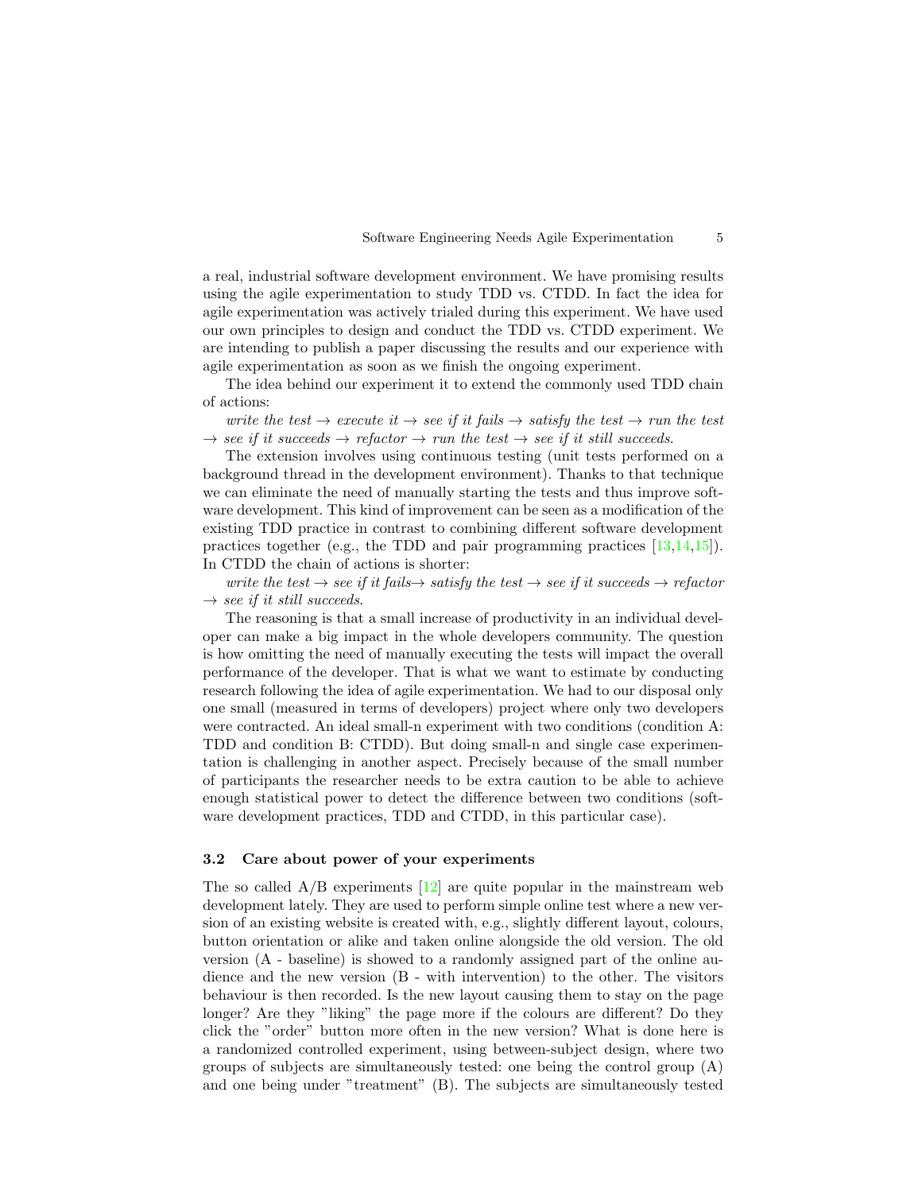a real, industrial software development environment. We have promising results using the agile experimentation to study TDD vs. CTDD. In fact the idea for agile experimentation was actively trialed during this experiment. We have used our own principles to design and conduct the TDD vs. CTDD experiment. We are intending to publish a paper discussing the results and our experience with agile experimentation as soon as we finish the ongoing experiment.

The idea behind our experiment it to extend the commonly used TDD chain of actions:

*write the test → execute it → see if it fails → satisfy the test → run the test → see if it succeeds → refactor → run the test → see if it still succeeds*.

The extension involves using continuous testing (unit tests performed on a background thread in the development environment). Thanks to that technique we can eliminate the need of manually starting the tests and thus improve software development. This kind of improvement can be seen as a modification of the existing TDD practice in contrast to combining different software development practices together (e.g., the TDD and pair programming practices [13,14,15]). In CTDD the chain of actions is shorter:

*write the test → see if it fails→ satisfy the test → see if it succeeds → refactor → see if it still succeeds*.

The reasoning is that a small increase of productivity in an individual developer can make a big impact in the whole developers community. The question is how omitting the need of manually executing the tests will impact the overall performance of the developer. That is what we want to estimate by conducting research following the idea of agile experimentation. We had to our disposal only one small (measured in terms of developers) project where only two developers were contracted. An ideal small-n experiment with two conditions (condition A: TDD and condition B: CTDD). But doing small-n and single case experimentation is challenging in another aspect. Precisely because of the small number of participants the researcher needs to be extra caution to be able to achieve enough statistical power to detect the difference between two conditions (software development practices, TDD and CTDD, in this particular case).

### 3.2 Care about power of your experiments

The so called A/B experiments [12] are quite popular in the mainstream web development lately. They are used to perform simple online test where a new version of an existing website is created with, e.g., slightly different layout, colours, button orientation or alike and taken online alongside the old version. The old version (A - baseline) is showed to a randomly assigned part of the online audience and the new version (B - with intervention) to the other. The visitors behaviour is then recorded. Is the new layout causing them to stay on the page longer? Are they "liking" the page more if the colours are different? Do they click the "order" button more often in the new version? What is done here is a randomized controlled experiment, using between-subject design, where two groups of subjects are simultaneously tested: one being the control group (A) and one being under "treatment" (B). The subjects are simultaneously tested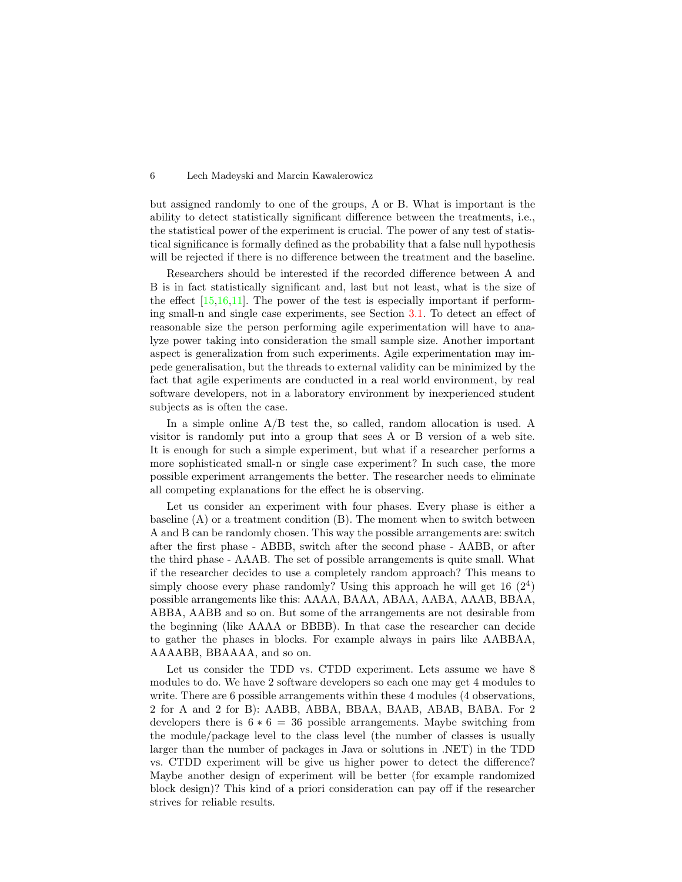but assigned randomly to one of the groups, A or B. What is important is the ability to detect statistically significant difference between the treatments, i.e., the statistical power of the experiment is crucial. The power of any test of statistical significance is formally defined as the probability that a false null hypothesis will be rejected if there is no difference between the treatment and the baseline.

Researchers should be interested if the recorded difference between A and B is in fact statistically significant and, last but not least, what is the size of the effect [15,16,11]. The power of the test is especially important if performing small-n and single case experiments, see Section 3.1. To detect an effect of reasonable size the person performing agile experimentation will have to analyze power taking into consideration the small sample size. Another important aspect is generalization from such experiments. Agile experimentation may impede generalisation, but the threads to external validity can be minimized by the fact that agile experiments are conducted in a real world environment, by real software developers, not in a laboratory environment by inexperienced student subjects as is often the case.

In a simple online A/B test the, so called, random allocation is used. A visitor is randomly put into a group that sees A or B version of a web site. It is enough for such a simple experiment, but what if a researcher performs a more sophisticated small-n or single case experiment? In such case, the more possible experiment arrangements the better. The researcher needs to eliminate all competing explanations for the effect he is observing.

Let us consider an experiment with four phases. Every phase is either a baseline (A) or a treatment condition (B). The moment when to switch between A and B can be randomly chosen. This way the possible arrangements are: switch after the first phase - ABBB, switch after the second phase - AABB, or after the third phase - AAAB. The set of possible arrangements is quite small. What if the researcher decides to use a completely random approach? This means to simply choose every phase randomly? Using this approach he will get 16 ($2^4$) possible arrangements like this: AAAA, BAAA, ABAA, AABA, AAAB, BBAA, ABBA, AABB and so on. But some of the arrangements are not desirable from the beginning (like AAAA or BBBB). In that case the researcher can decide to gather the phases in blocks. For example always in pairs like AABBAA, AAAABB, BBAAAA, and so on.

Let us consider the TDD vs. CTDD experiment. Lets assume we have 8 modules to do. We have 2 software developers so each one may get 4 modules to write. There are 6 possible arrangements within these 4 modules (4 observations, 2 for A and 2 for B): AABB, ABBA, BBAA, BAAB, ABAB, BABA. For 2 developers there is $6 * 6 = 36$ possible arrangements. Maybe switching from the module/package level to the class level (the number of classes is usually larger than the number of packages in Java or solutions in .NET) in the TDD vs. CTDD experiment will be give us higher power to detect the difference? Maybe another design of experiment will be better (for example randomized block design)? This kind of a priori consideration can pay off if the researcher strives for reliable results.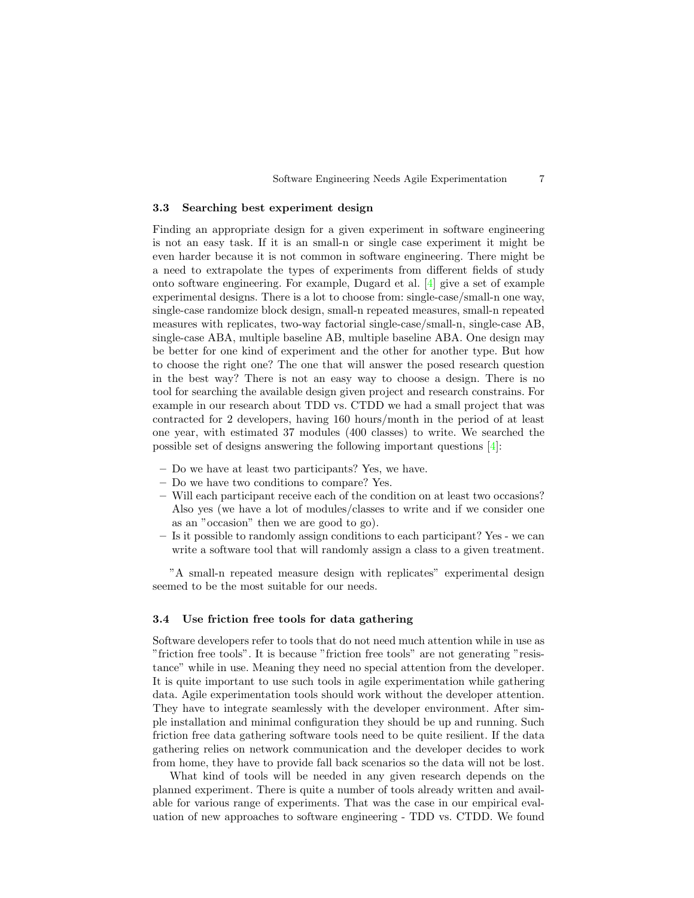### 3.3 Searching best experiment design

Finding an appropriate design for a given experiment in software engineering is not an easy task. If it is an small-n or single case experiment it might be even harder because it is not common in software engineering. There might be a need to extrapolate the types of experiments from different fields of study onto software engineering. For example, Dugard et al. [4] give a set of example experimental designs. There is a lot to choose from: single-case/small-n one way, single-case randomize block design, small-n repeated measures, small-n repeated measures with replicates, two-way factorial single-case/small-n, single-case AB, single-case ABA, multiple baseline AB, multiple baseline ABA. One design may be better for one kind of experiment and the other for another type. But how to choose the right one? The one that will answer the posed research question in the best way? There is not an easy way to choose a design. There is no tool for searching the available design given project and research constrains. For example in our research about TDD vs. CTDD we had a small project that was contracted for 2 developers, having 160 hours/month in the period of at least one year, with estimated 37 modules (400 classes) to write. We searched the possible set of designs answering the following important questions [4]:

- Do we have at least two participants? Yes, we have.
- Do we have two conditions to compare? Yes.
- Will each participant receive each of the condition on at least two occasions? Also yes (we have a lot of modules/classes to write and if we consider one as an "occasion" then we are good to go).
- Is it possible to randomly assign conditions to each participant? Yes - we can write a software tool that will randomly assign a class to a given treatment.

"A small-n repeated measure design with replicates" experimental design seemed to be the most suitable for our needs.

### 3.4 Use friction free tools for data gathering

Software developers refer to tools that do not need much attention while in use as "friction free tools". It is because "friction free tools" are not generating "resistance" while in use. Meaning they need no special attention from the developer. It is quite important to use such tools in agile experimentation while gathering data. Agile experimentation tools should work without the developer attention. They have to integrate seamlessly with the developer environment. After simple installation and minimal configuration they should be up and running. Such friction free data gathering software tools need to be quite resilient. If the data gathering relies on network communication and the developer decides to work from home, they have to provide fall back scenarios so the data will not be lost.

What kind of tools will be needed in any given research depends on the planned experiment. There is quite a number of tools already written and available for various range of experiments. That was the case in our empirical evaluation of new approaches to software engineering - TDD vs. CTDD. We found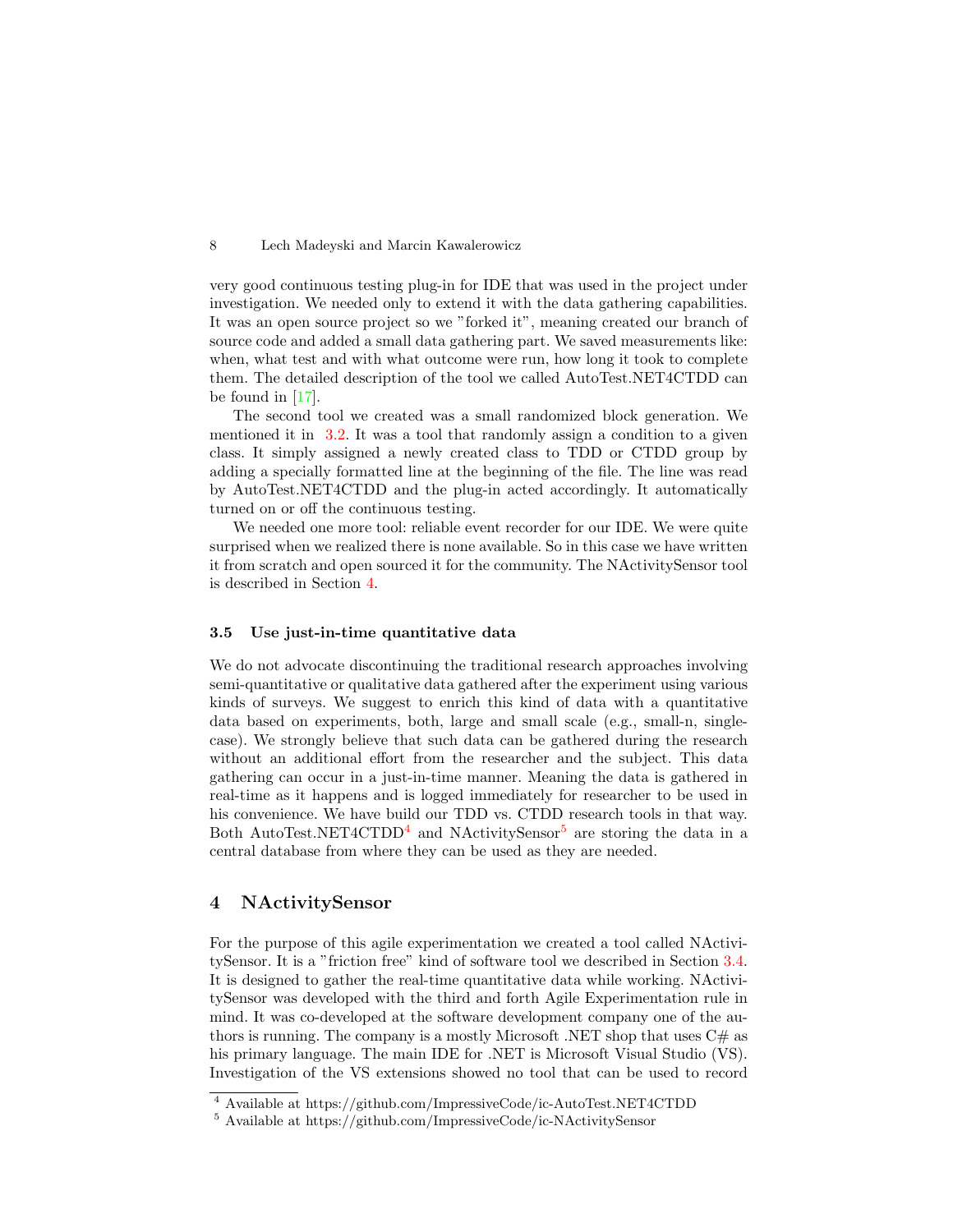very good continuous testing plug-in for IDE that was used in the project under investigation. We needed only to extend it with the data gathering capabilities. It was an open source project so we "forked it", meaning created our branch of source code and added a small data gathering part. We saved measurements like: when, what test and with what outcome were run, how long it took to complete them. The detailed description of the tool we called AutoTest.NET4CTDD can be found in [17].

The second tool we created was a small randomized block generation. We mentioned it in 3.2. It was a tool that randomly assign a condition to a given class. It simply assigned a newly created class to TDD or CTDD group by adding a specially formatted line at the beginning of the file. The line was read by AutoTest.NET4CTDD and the plug-in acted accordingly. It automatically turned on or off the continuous testing.

We needed one more tool: reliable event recorder for our IDE. We were quite surprised when we realized there is none available. So in this case we have written it from scratch and open sourced it for the community. The NActivitySensor tool is described in Section 4.

### 3.5 Use just-in-time quantitative data

We do not advocate discontinuing the traditional research approaches involving semi-quantitative or qualitative data gathered after the experiment using various kinds of surveys. We suggest to enrich this kind of data with a quantitative data based on experiments, both, large and small scale (e.g., small-n, single-case). We strongly believe that such data can be gathered during the research without an additional effort from the researcher and the subject. This data gathering can occur in a just-in-time manner. Meaning the data is gathered in real-time as it happens and is logged immediately for researcher to be used in his convenience. We have build our TDD vs. CTDD research tools in that way. Both AutoTest.NET4CTDD[4] and NActivitySensor[5] are storing the data in a central database from where they can be used as they are needed.

## 4 NActivitySensor

For the purpose of this agile experimentation we created a tool called NActivitySensor. It is a "friction free" kind of software tool we described in Section 3.4. It is designed to gather the real-time quantitative data while working. NActivitySensor was developed with the third and forth Agile Experimentation rule in mind. It was co-developed at the software development company one of the authors is running. The company is a mostly Microsoft .NET shop that uses C# as his primary language. The main IDE for .NET is Microsoft Visual Studio (VS). Investigation of the VS extensions showed no tool that can be used to record

[4] Available at https://github.com/ImpressiveCode/ic-AutoTest.NET4CTDD

[5] Available at https://github.com/ImpressiveCode/ic-NActivitySensor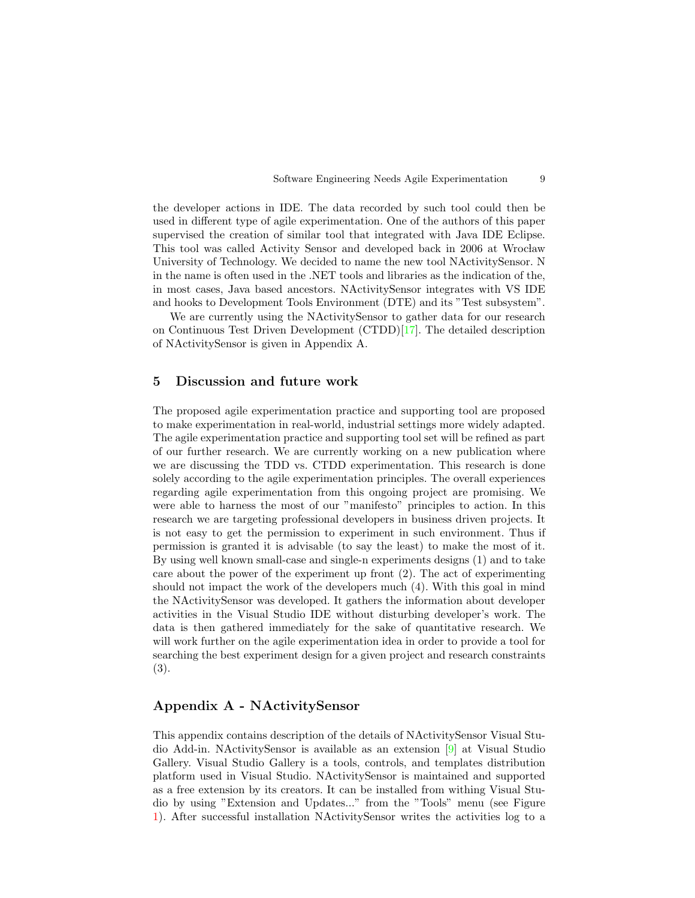the developer actions in IDE. The data recorded by such tool could then be used in different type of agile experimentation. One of the authors of this paper supervised the creation of similar tool that integrated with Java IDE Eclipse. This tool was called Activity Sensor and developed back in 2006 at Wrocław University of Technology. We decided to name the new tool NActivitySensor. N in the name is often used in the .NET tools and libraries as the indication of the, in most cases, Java based ancestors. NActivitySensor integrates with VS IDE and hooks to Development Tools Environment (DTE) and its "Test subsystem".

We are currently using the NActivitySensor to gather data for our research on Continuous Test Driven Development (CTDD)[17]. The detailed description of NActivitySensor is given in Appendix A.

## 5 Discussion and future work

The proposed agile experimentation practice and supporting tool are proposed to make experimentation in real-world, industrial settings more widely adapted. The agile experimentation practice and supporting tool set will be refined as part of our further research. We are currently working on a new publication where we are discussing the TDD vs. CTDD experimentation. This research is done solely according to the agile experimentation principles. The overall experiences regarding agile experimentation from this ongoing project are promising. We were able to harness the most of our "manifesto" principles to action. In this research we are targeting professional developers in business driven projects. It is not easy to get the permission to experiment in such environment. Thus if permission is granted it is advisable (to say the least) to make the most of it. By using well known small-case and single-n experiments designs (1) and to take care about the power of the experiment up front (2). The act of experimenting should not impact the work of the developers much (4). With this goal in mind the NActivitySensor was developed. It gathers the information about developer activities in the Visual Studio IDE without disturbing developer's work. The data is then gathered immediately for the sake of quantitative research. We will work further on the agile experimentation idea in order to provide a tool for searching the best experiment design for a given project and research constraints (3).

## Appendix A - NActivitySensor

This appendix contains description of the details of NActivitySensor Visual Studio Add-in. NActivitySensor is available as an extension [9] at Visual Studio Gallery. Visual Studio Gallery is a tools, controls, and templates distribution platform used in Visual Studio. NActivitySensor is maintained and supported as a free extension by its creators. It can be installed from withing Visual Studio by using "Extension and Updates..." from the "Tools" menu (see Figure 1). After successful installation NActivitySensor writes the activities log to a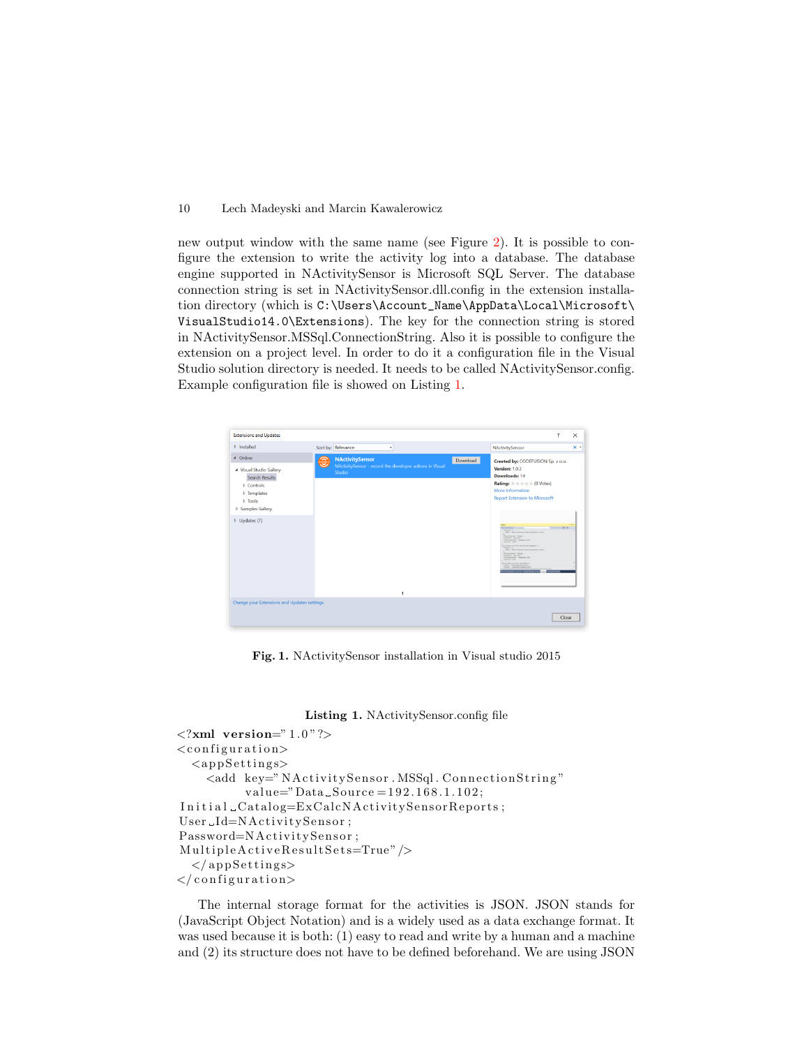new output window with the same name (see Figure 2). It is possible to configure the extension to write the activity log into a database. The database engine supported in NActivitySensor is Microsoft SQL Server. The database connection string is set in NActivitySensor.dll.config in the extension installation directory (which is `C:\Users\Account_Name\AppData\Local\Microsoft\VisualStudio14.0\Extensions`). The key for the connection string is stored in NActivitySensor.MSSql.ConnectionString. Also it is possible to configure the extension on a project level. In order to do it a configuration file in the Visual Studio solution directory is needed. It needs to be called NActivitySensor.config. Example configuration file is showed on Listing 1.

**Fig. 1.** NActivitySensor installation in Visual studio 2015

**Listing 1.** NActivitySensor.config file

```
<?xml version="1.0"?>
<configuration>
  <appSettings>
    <add key="NActivitySensor.MSSql.ConnectionString"
        value="Data Source=192.168.1.102;
 Initial Catalog=ExCalcNActivitySensorReports;
 User Id=NActivitySensor;
 Password=NActivitySensor;
 MultipleActiveResultSets=True"/>
  </appSettings>
</configuration>
```

The internal storage format for the activities is JSON. JSON stands for (JavaScript Object Notation) and is a widely used as a data exchange format. It was used because it is both: (1) easy to read and write by a human and a machine and (2) its structure does not have to be defined beforehand. We are using JSON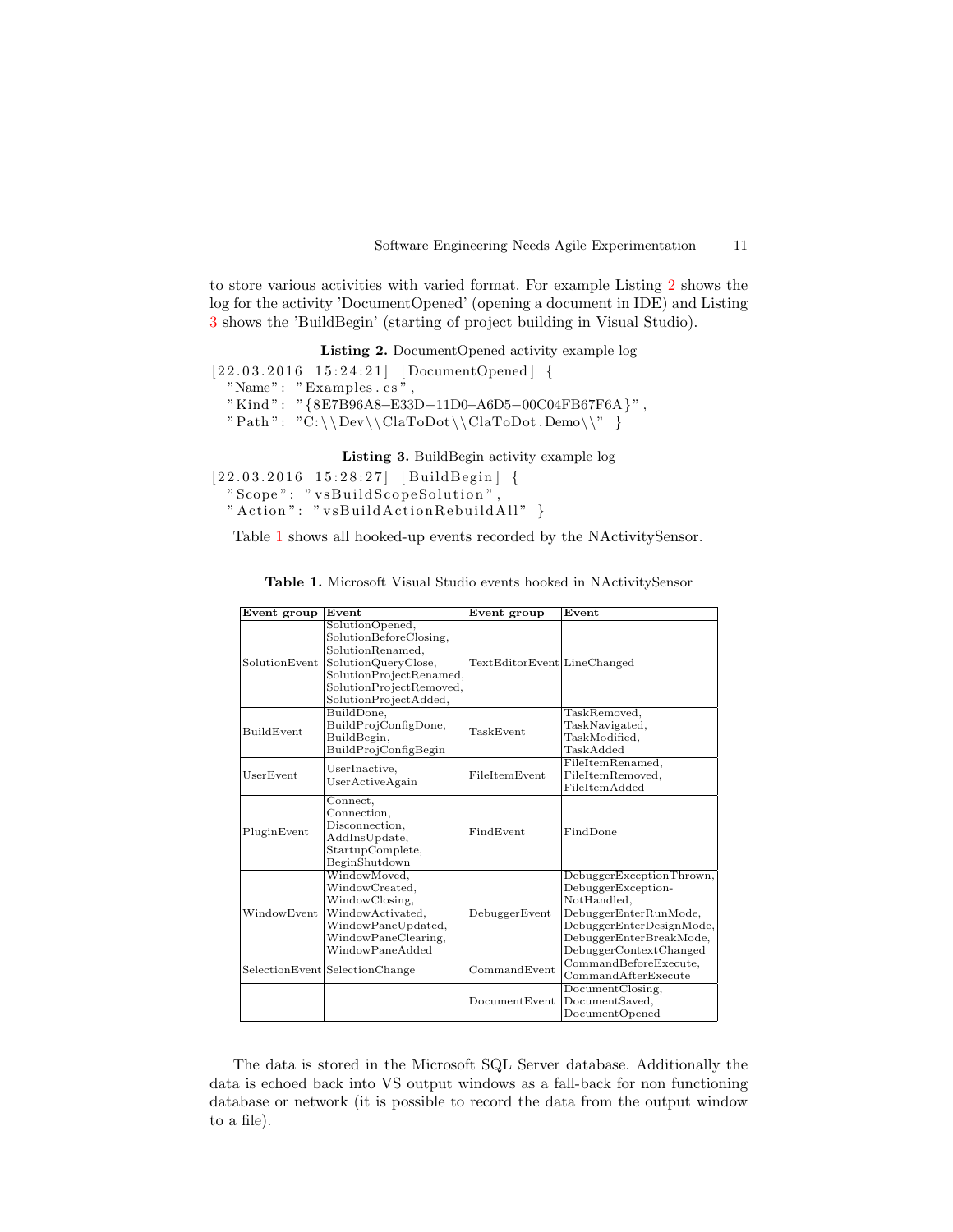to store various activities with varied format. For example Listing 2 shows the log for the activity 'DocumentOpened' (opening a document in IDE) and Listing 3 shows the 'BuildBegin' (starting of project building in Visual Studio).

**Listing 2.** DocumentOpened activity example log

```
[22.03.2016 15:24:21] [DocumentOpened] {
  "Name": "Examples.cs",
  "Kind": "{8E7B96A8-E33D-11D0-A6D5-00C04FB67F6A}",
  "Path": "C:\\Dev\\ClaToDot\\ClaToDot.Demo\\" }
```

**Listing 3.** BuildBegin activity example log

```
[22.03.2016 15:28:27] [BuildBegin] {
  "Scope": "vsBuildScopeSolution",
  "Action": "vsBuildActionRebuildAll" }
```

Table 1 shows all hooked-up events recorded by the NActivitySensor.

**Table 1.** Microsoft Visual Studio events hooked in NActivitySensor

| Event group | Event | Event group | Event |
|---|---|---|---|
| SolutionEvent | SolutionOpened, SolutionBeforeClosing, SolutionRenamed, SolutionQueryClose, SolutionProjectRenamed, SolutionProjectRemoved, SolutionProjectAdded, | TextEditorEvent | LineChanged |
| BuildEvent | BuildDone, BuildProjConfigDone, BuildBegin, BuildProjConfigBegin | TaskEvent | TaskRemoved, TaskNavigated, TaskModified, TaskAdded |
| UserEvent | UserInactive, UserActiveAgain | FileItemEvent | FileItemRenamed, FileItemRemoved, FileItemAdded |
| PluginEvent | Connect, Connection, Disconnection, AddInsUpdate, StartupComplete, BeginShutdown | FindEvent | FindDone |
| WindowEvent | WindowMoved, WindowCreated, WindowClosing, WindowActivated, WindowPaneUpdated, WindowPaneClearing, WindowPaneAdded | DebuggerEvent | DebuggerExceptionThrown, DebuggerException-NotHandled, DebuggerEnterRunMode, DebuggerEnterDesignMode, DebuggerEnterBreakMode, DebuggerContextChanged |
| SelectionEvent | SelectionChange | CommandEvent | CommandBeforeExecute, CommandAfterExecute |
| | | DocumentEvent | DocumentClosing, DocumentSaved, DocumentOpened |

The data is stored in the Microsoft SQL Server database. Additionally the data is echoed back into VS output windows as a fall-back for non functioning database or network (it is possible to record the data from the output window to a file).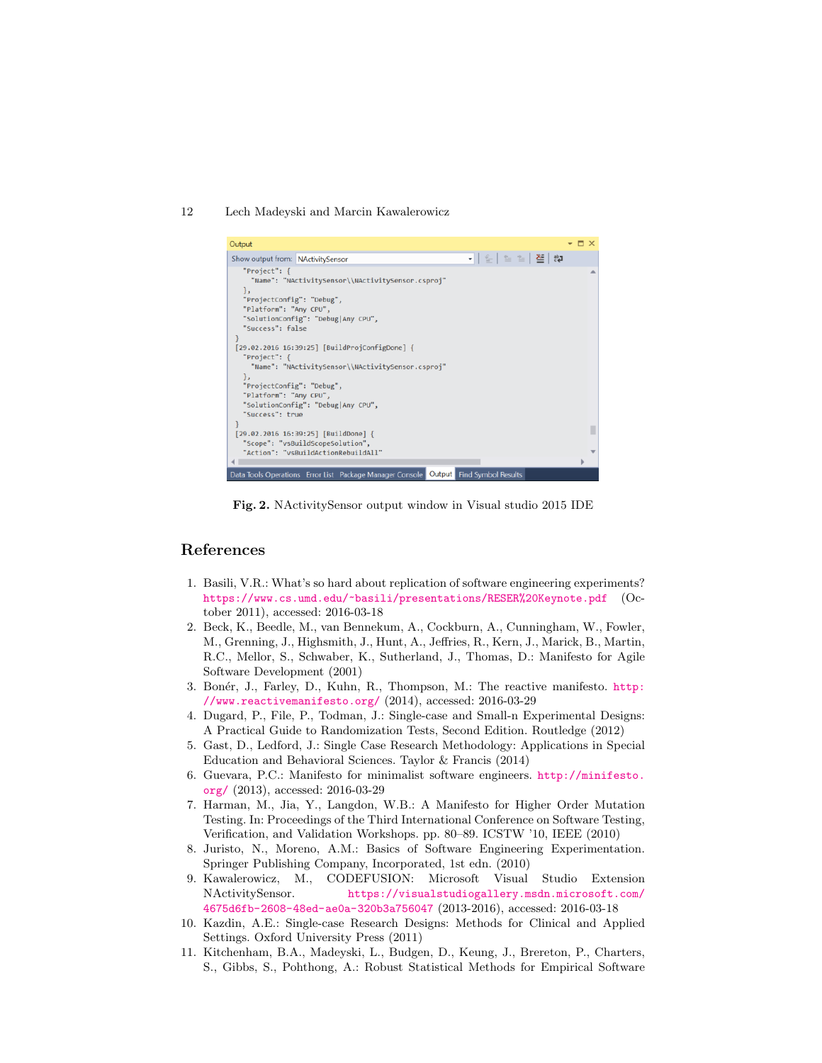Fig. 2. NActivitySensor output window in Visual studio 2015 IDE

## References

1. Basili, V.R.: What's so hard about replication of software engineering experiments? https://www.cs.umd.edu/~basili/presentations/RESER%20Keynote.pdf (October 2011), accessed: 2016-03-18
2. Beck, K., Beedle, M., van Bennekum, A., Cockburn, A., Cunningham, W., Fowler, M., Grenning, J., Highsmith, J., Hunt, A., Jeffries, R., Kern, J., Marick, B., Martin, R.C., Mellor, S., Schwaber, K., Sutherland, J., Thomas, D.: Manifesto for Agile Software Development (2001)
3. Bonér, J., Farley, D., Kuhn, R., Thompson, M.: The reactive manifesto. http://www.reactivemanifesto.org/ (2014), accessed: 2016-03-29
4. Dugard, P., File, P., Todman, J.: Single-case and Small-n Experimental Designs: A Practical Guide to Randomization Tests, Second Edition. Routledge (2012)
5. Gast, D., Ledford, J.: Single Case Research Methodology: Applications in Special Education and Behavioral Sciences. Taylor & Francis (2014)
6. Guevara, P.C.: Manifesto for minimalist software engineers. http://minifesto.org/ (2013), accessed: 2016-03-29
7. Harman, M., Jia, Y., Langdon, W.B.: A Manifesto for Higher Order Mutation Testing. In: Proceedings of the Third International Conference on Software Testing, Verification, and Validation Workshops. pp. 80–89. ICSTW '10, IEEE (2010)
8. Juristo, N., Moreno, A.M.: Basics of Software Engineering Experimentation. Springer Publishing Company, Incorporated, 1st edn. (2010)
9. Kawalerowicz, M., CODEFUSION: Microsoft Visual Studio Extension NActivitySensor. https://visualstudiogallery.msdn.microsoft.com/4675d6fb-2608-48ed-ae0a-320b3a756047 (2013-2016), accessed: 2016-03-18
10. Kazdin, A.E.: Single-case Research Designs: Methods for Clinical and Applied Settings. Oxford University Press (2011)
11. Kitchenham, B.A., Madeyski, L., Budgen, D., Keung, J., Brereton, P., Charters, S., Gibbs, S., Pohthong, A.: Robust Statistical Methods for Empirical Software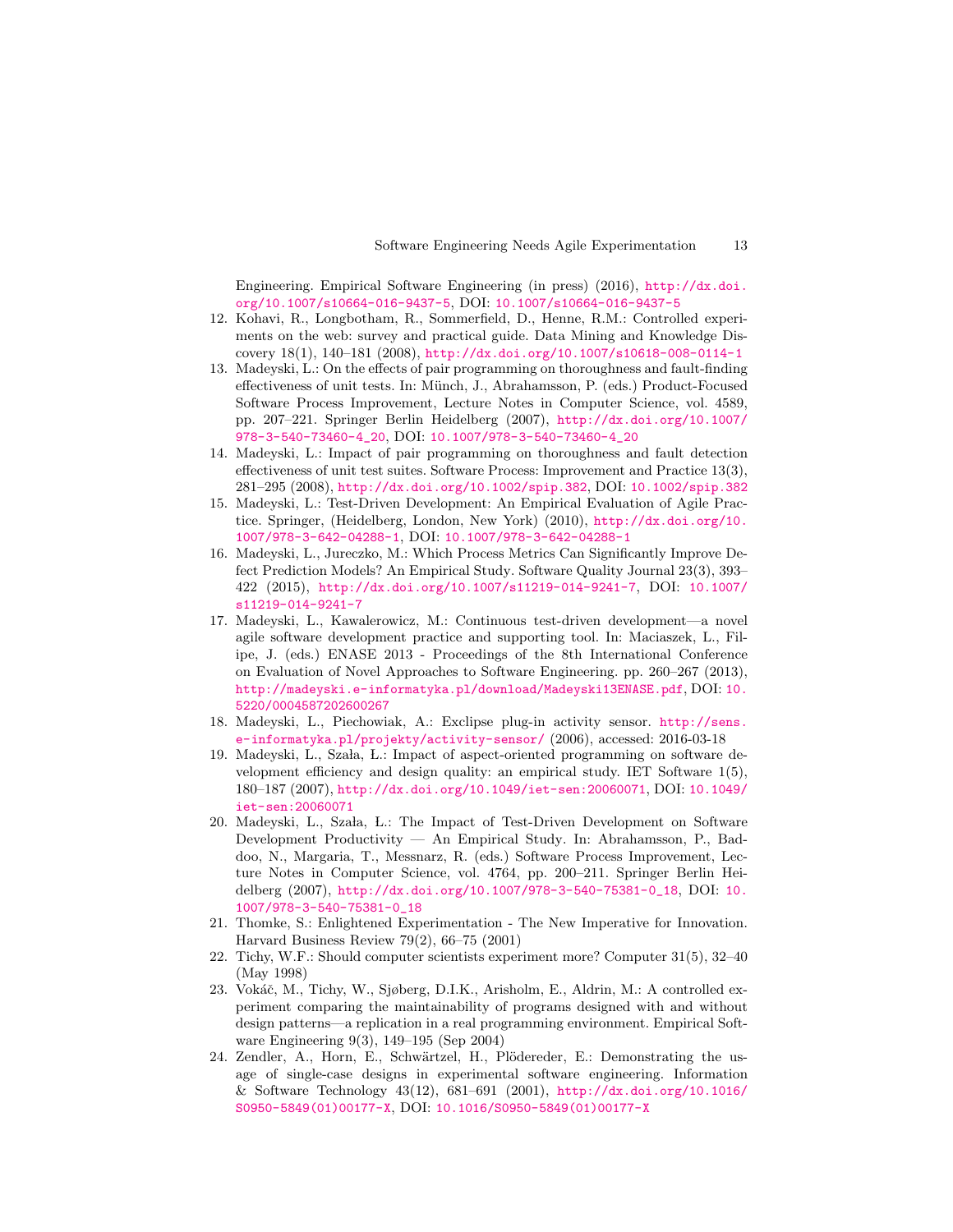Engineering. Empirical Software Engineering (in press) (2016), http://dx.doi.org/10.1007/s10664-016-9437-5, DOI: 10.1007/s10664-016-9437-5

12. Kohavi, R., Longbotham, R., Sommerfield, D., Henne, R.M.: Controlled experiments on the web: survey and practical guide. Data Mining and Knowledge Discovery 18(1), 140–181 (2008), http://dx.doi.org/10.1007/s10618-008-0114-1
13. Madeyski, L.: On the effects of pair programming on thoroughness and fault-finding effectiveness of unit tests. In: Münch, J., Abrahamsson, P. (eds.) Product-Focused Software Process Improvement, Lecture Notes in Computer Science, vol. 4589, pp. 207–221. Springer Berlin Heidelberg (2007), http://dx.doi.org/10.1007/978-3-540-73460-4_20, DOI: 10.1007/978-3-540-73460-4_20
14. Madeyski, L.: Impact of pair programming on thoroughness and fault detection effectiveness of unit test suites. Software Process: Improvement and Practice 13(3), 281–295 (2008), http://dx.doi.org/10.1002/spip.382, DOI: 10.1002/spip.382
15. Madeyski, L.: Test-Driven Development: An Empirical Evaluation of Agile Practice. Springer, (Heidelberg, London, New York) (2010), http://dx.doi.org/10.1007/978-3-642-04288-1, DOI: 10.1007/978-3-642-04288-1
16. Madeyski, L., Jureczko, M.: Which Process Metrics Can Significantly Improve Defect Prediction Models? An Empirical Study. Software Quality Journal 23(3), 393–422 (2015), http://dx.doi.org/10.1007/s11219-014-9241-7, DOI: 10.1007/s11219-014-9241-7
17. Madeyski, L., Kawalerowicz, M.: Continuous test-driven development—a novel agile software development practice and supporting tool. In: Maciaszek, L., Filipe, J. (eds.) ENASE 2013 - Proceedings of the 8th International Conference on Evaluation of Novel Approaches to Software Engineering. pp. 260–267 (2013), http://madeyski.e-informatyka.pl/download/Madeyski13ENASE.pdf, DOI: 10.5220/0004587202600267
18. Madeyski, L., Piechowiak, A.: Exclipse plug-in activity sensor. http://sens.e-informatyka.pl/projekty/activity-sensor/ (2006), accessed: 2016-03-18
19. Madeyski, L., Szała, Ł.: Impact of aspect-oriented programming on software development efficiency and design quality: an empirical study. IET Software 1(5), 180–187 (2007), http://dx.doi.org/10.1049/iet-sen:20060071, DOI: 10.1049/iet-sen:20060071
20. Madeyski, L., Szała, Ł.: The Impact of Test-Driven Development on Software Development Productivity — An Empirical Study. In: Abrahamsson, P., Baddoo, N., Margaria, T., Messnarz, R. (eds.) Software Process Improvement, Lecture Notes in Computer Science, vol. 4764, pp. 200–211. Springer Berlin Heidelberg (2007), http://dx.doi.org/10.1007/978-3-540-75381-0_18, DOI: 10.1007/978-3-540-75381-0_18
21. Thomke, S.: Enlightened Experimentation - The New Imperative for Innovation. Harvard Business Review 79(2), 66–75 (2001)
22. Tichy, W.F.: Should computer scientists experiment more? Computer 31(5), 32–40 (May 1998)
23. Vokáč, M., Tichy, W., Sjøberg, D.I.K., Arisholm, E., Aldrin, M.: A controlled experiment comparing the maintainability of programs designed with and without design patterns—a replication in a real programming environment. Empirical Software Engineering 9(3), 149–195 (Sep 2004)
24. Zendler, A., Horn, E., Schwärtzel, H., Plödereder, E.: Demonstrating the usage of single-case designs in experimental software engineering. Information & Software Technology 43(12), 681–691 (2001), http://dx.doi.org/10.1016/S0950-5849(01)00177-X, DOI: 10.1016/S0950-5849(01)00177-X